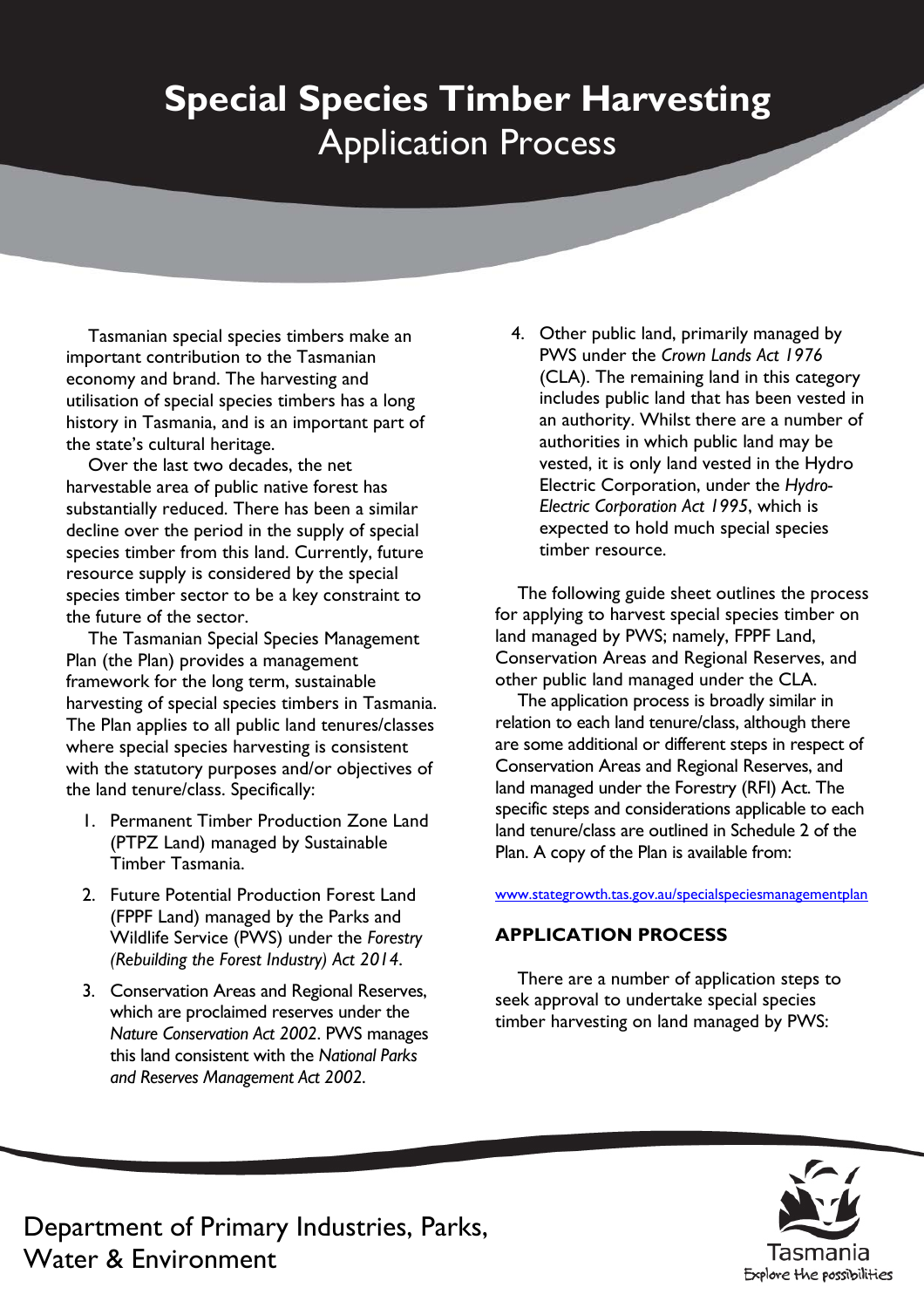# Special Species Timber Harvesting
## Application Process

Tasmanian special species timbers make an important contribution to the Tasmanian economy and brand. The harvesting and utilisation of special species timbers has a long history in Tasmania, and is an important part of the state's cultural heritage.

Over the last two decades, the net harvestable area of public native forest has substantially reduced. There has been a similar decline over the period in the supply of special species timber from this land. Currently, future resource supply is considered by the special species timber sector to be a key constraint to the future of the sector.

The Tasmanian Special Species Management Plan (the Plan) provides a management framework for the long term, sustainable harvesting of special species timbers in Tasmania. The Plan applies to all public land tenures/classes where special species harvesting is consistent with the statutory purposes and/or objectives of the land tenure/class. Specifically:

1. Permanent Timber Production Zone Land (PTPZ Land) managed by Sustainable Timber Tasmania.
2. Future Potential Production Forest Land (FPPF Land) managed by the Parks and Wildlife Service (PWS) under the *Forestry (Rebuilding the Forest Industry) Act 2014*.
3. Conservation Areas and Regional Reserves, which are proclaimed reserves under the *Nature Conservation Act 2002*. PWS manages this land consistent with the *National Parks and Reserves Management Act 2002*.
4. Other public land, primarily managed by PWS under the *Crown Lands Act 1976* (CLA). The remaining land in this category includes public land that has been vested in an authority. Whilst there are a number of authorities in which public land may be vested, it is only land vested in the Hydro Electric Corporation, under the *Hydro-Electric Corporation Act 1995*, which is expected to hold much special species timber resource.

The following guide sheet outlines the process for applying to harvest special species timber on land managed by PWS; namely, FPPF Land, Conservation Areas and Regional Reserves, and other public land managed under the CLA.

The application process is broadly similar in relation to each land tenure/class, although there are some additional or different steps in respect of Conservation Areas and Regional Reserves, and land managed under the Forestry (RFI) Act. The specific steps and considerations applicable to each land tenure/class are outlined in Schedule 2 of the Plan. A copy of the Plan is available from:

www.stategrowth.tas.gov.au/specialspeciesmanagementplan

### APPLICATION PROCESS

There are a number of application steps to seek approval to undertake special species timber harvesting on land managed by PWS: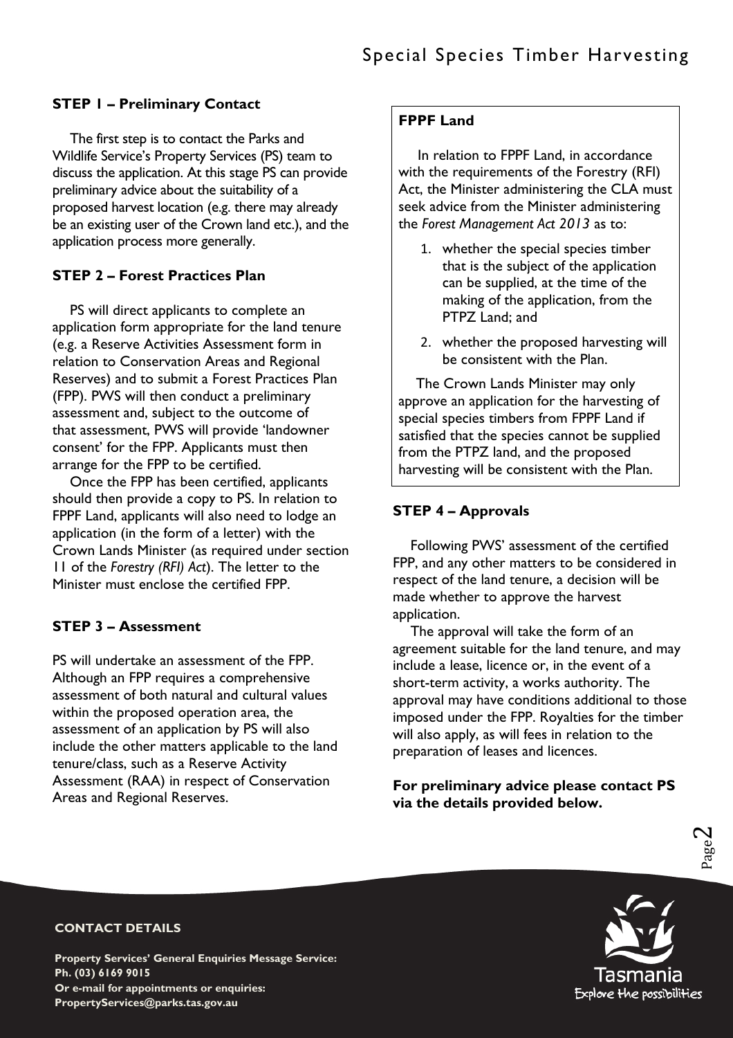### STEP 1 – Preliminary Contact

The first step is to contact the Parks and Wildlife Service's Property Services (PS) team to discuss the application. At this stage PS can provide preliminary advice about the suitability of a proposed harvest location (e.g. there may already be an existing user of the Crown land etc.), and the application process more generally.

### STEP 2 – Forest Practices Plan

PS will direct applicants to complete an application form appropriate for the land tenure (e.g. a Reserve Activities Assessment form in relation to Conservation Areas and Regional Reserves) and to submit a Forest Practices Plan (FPP). PWS will then conduct a preliminary assessment and, subject to the outcome of that assessment, PWS will provide 'landowner consent' for the FPP. Applicants must then arrange for the FPP to be certified.

Once the FPP has been certified, applicants should then provide a copy to PS. In relation to FPPF Land, applicants will also need to lodge an application (in the form of a letter) with the Crown Lands Minister (as required under section 11 of the *Forestry (RFI) Act*). The letter to the Minister must enclose the certified FPP.

### STEP 3 – Assessment

PS will undertake an assessment of the FPP. Although an FPP requires a comprehensive assessment of both natural and cultural values within the proposed operation area, the assessment of an application by PS will also include the other matters applicable to the land tenure/class, such as a Reserve Activity Assessment (RAA) in respect of Conservation Areas and Regional Reserves.

### FPPF Land

In relation to FPPF Land, in accordance with the requirements of the Forestry (RFI) Act, the Minister administering the CLA must seek advice from the Minister administering the *Forest Management Act 2013* as to:

1. whether the special species timber that is the subject of the application can be supplied, at the time of the making of the application, from the PTPZ Land; and
2. whether the proposed harvesting will be consistent with the Plan.

The Crown Lands Minister may only approve an application for the harvesting of special species timbers from FPPF Land if satisfied that the species cannot be supplied from the PTPZ land, and the proposed harvesting will be consistent with the Plan.

### STEP 4 – Approvals

Following PWS' assessment of the certified FPP, and any other matters to be considered in respect of the land tenure, a decision will be made whether to approve the harvest application.

The approval will take the form of an agreement suitable for the land tenure, and may include a lease, licence or, in the event of a short-term activity, a works authority. The approval may have conditions additional to those imposed under the FPP. Royalties for the timber will also apply, as will fees in relation to the preparation of leases and licences.

**For preliminary advice please contact PS via the details provided below.**

**CONTACT DETAILS**

**Property Services' General Enquiries Message Service:**
**Ph. (03) 6169 9015**
**Or e-mail for appointments or enquiries:**
**PropertyServices@parks.tas.gov.au**

Tasmania
Explore the possibilities